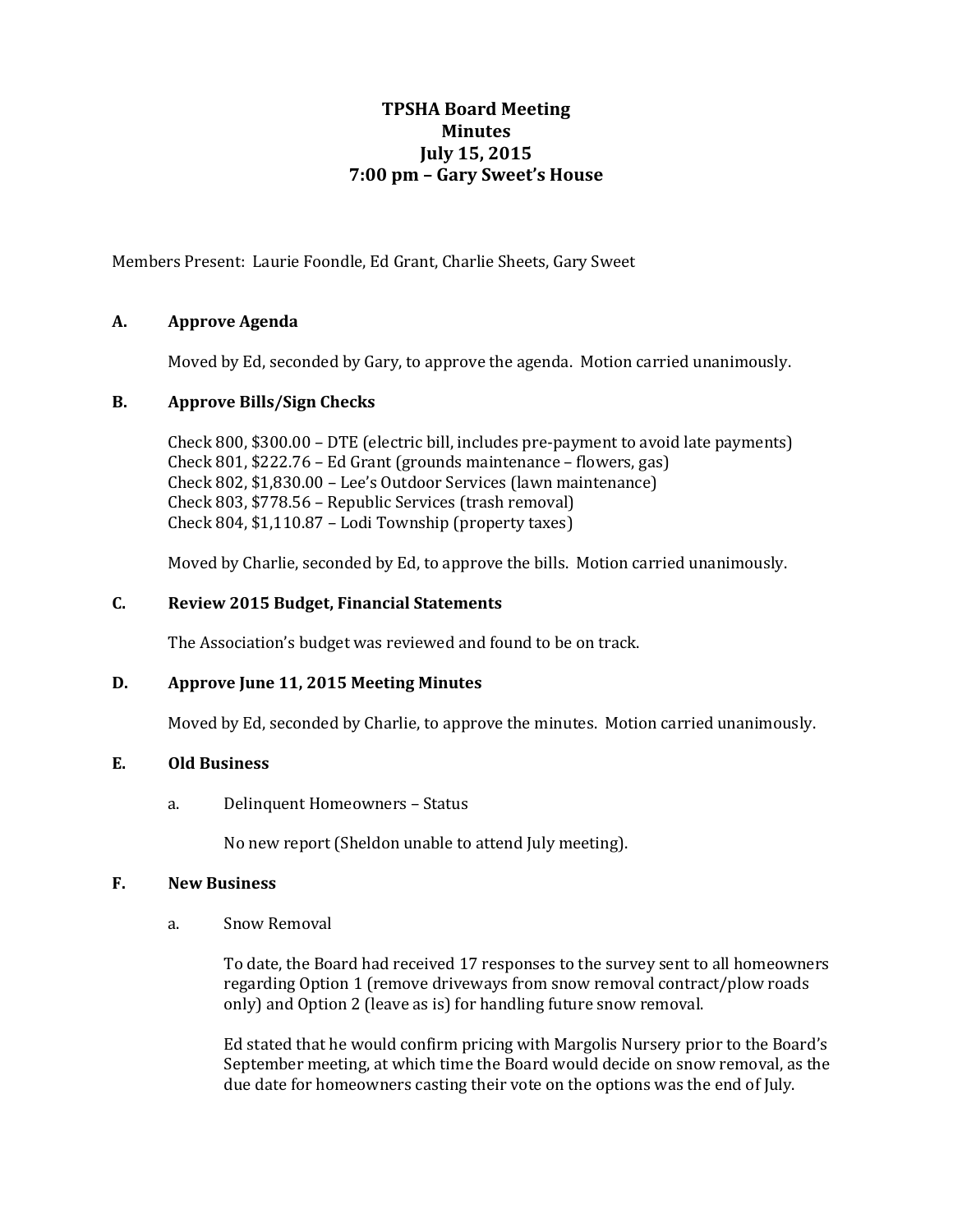# TPSHA Board Meeting
## Minutes
## July 15, 2015
## 7:00 pm – Gary Sweet's House

Members Present: Laurie Foondle, Ed Grant, Charlie Sheets, Gary Sweet

### A. Approve Agenda

Moved by Ed, seconded by Gary, to approve the agenda. Motion carried unanimously.

### B. Approve Bills/Sign Checks

Check 800, $300.00 – DTE (electric bill, includes pre-payment to avoid late payments)
Check 801, $222.76 – Ed Grant (grounds maintenance – flowers, gas)
Check 802, $1,830.00 – Lee's Outdoor Services (lawn maintenance)
Check 803, $778.56 – Republic Services (trash removal)
Check 804, $1,110.87 – Lodi Township (property taxes)

Moved by Charlie, seconded by Ed, to approve the bills. Motion carried unanimously.

### C. Review 2015 Budget, Financial Statements

The Association's budget was reviewed and found to be on track.

### D. Approve June 11, 2015 Meeting Minutes

Moved by Ed, seconded by Charlie, to approve the minutes. Motion carried unanimously.

### E. Old Business

a. Delinquent Homeowners – Status

No new report (Sheldon unable to attend July meeting).

### F. New Business

a. Snow Removal

To date, the Board had received 17 responses to the survey sent to all homeowners regarding Option 1 (remove driveways from snow removal contract/plow roads only) and Option 2 (leave as is) for handling future snow removal.

Ed stated that he would confirm pricing with Margolis Nursery prior to the Board's September meeting, at which time the Board would decide on snow removal, as the due date for homeowners casting their vote on the options was the end of July.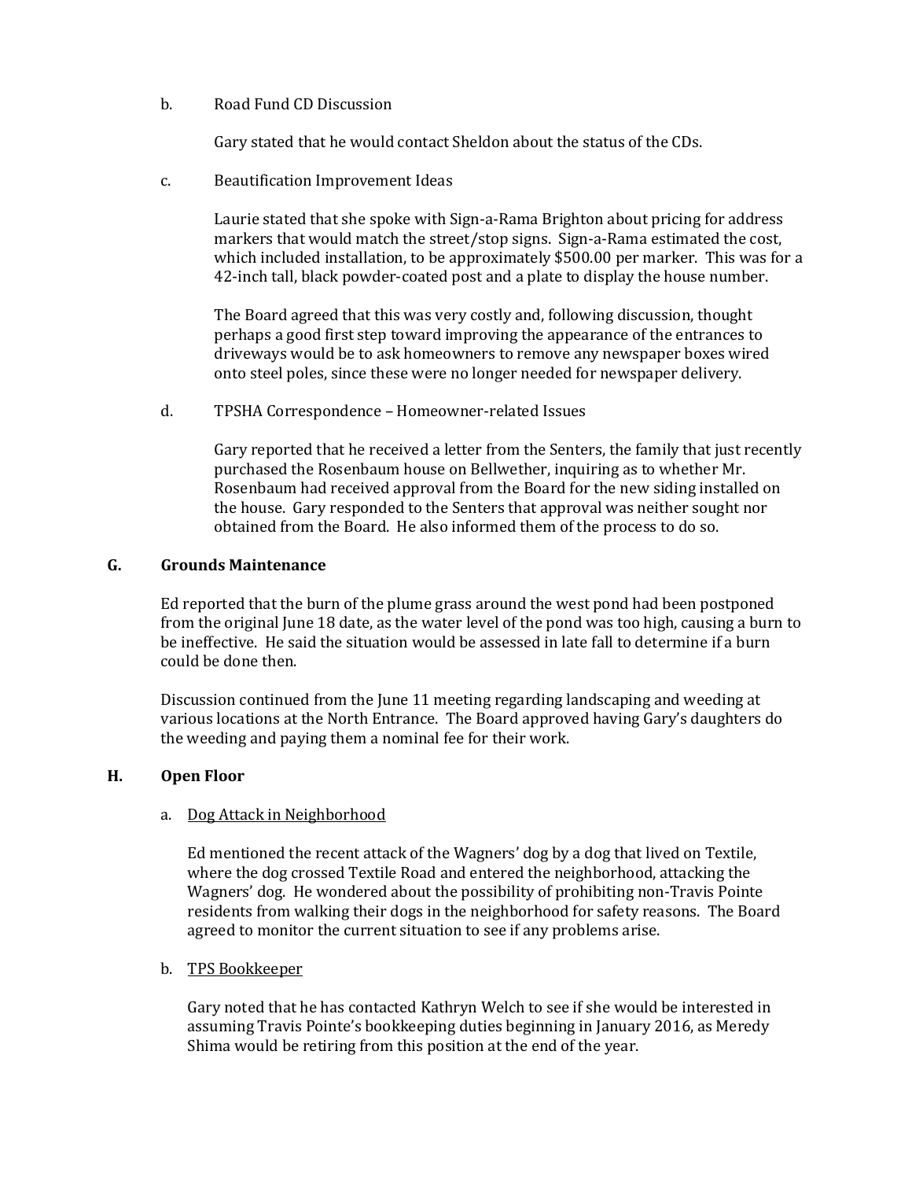b. Road Fund CD Discussion

Gary stated that he would contact Sheldon about the status of the CDs.

c. Beautification Improvement Ideas

Laurie stated that she spoke with Sign-a-Rama Brighton about pricing for address markers that would match the street/stop signs. Sign-a-Rama estimated the cost, which included installation, to be approximately $500.00 per marker. This was for a 42-inch tall, black powder-coated post and a plate to display the house number.

The Board agreed that this was very costly and, following discussion, thought perhaps a good first step toward improving the appearance of the entrances to driveways would be to ask homeowners to remove any newspaper boxes wired onto steel poles, since these were no longer needed for newspaper delivery.

d. TPSHA Correspondence – Homeowner-related Issues

Gary reported that he received a letter from the Senters, the family that just recently purchased the Rosenbaum house on Bellwether, inquiring as to whether Mr. Rosenbaum had received approval from the Board for the new siding installed on the house. Gary responded to the Senters that approval was neither sought nor obtained from the Board. He also informed them of the process to do so.

## G. Grounds Maintenance

Ed reported that the burn of the plume grass around the west pond had been postponed from the original June 18 date, as the water level of the pond was too high, causing a burn to be ineffective. He said the situation would be assessed in late fall to determine if a burn could be done then.

Discussion continued from the June 11 meeting regarding landscaping and weeding at various locations at the North Entrance. The Board approved having Gary's daughters do the weeding and paying them a nominal fee for their work.

## H. Open Floor

a. Dog Attack in Neighborhood

Ed mentioned the recent attack of the Wagners' dog by a dog that lived on Textile, where the dog crossed Textile Road and entered the neighborhood, attacking the Wagners' dog. He wondered about the possibility of prohibiting non-Travis Pointe residents from walking their dogs in the neighborhood for safety reasons. The Board agreed to monitor the current situation to see if any problems arise.

b. TPS Bookkeeper

Gary noted that he has contacted Kathryn Welch to see if she would be interested in assuming Travis Pointe's bookkeeping duties beginning in January 2016, as Meredy Shima would be retiring from this position at the end of the year.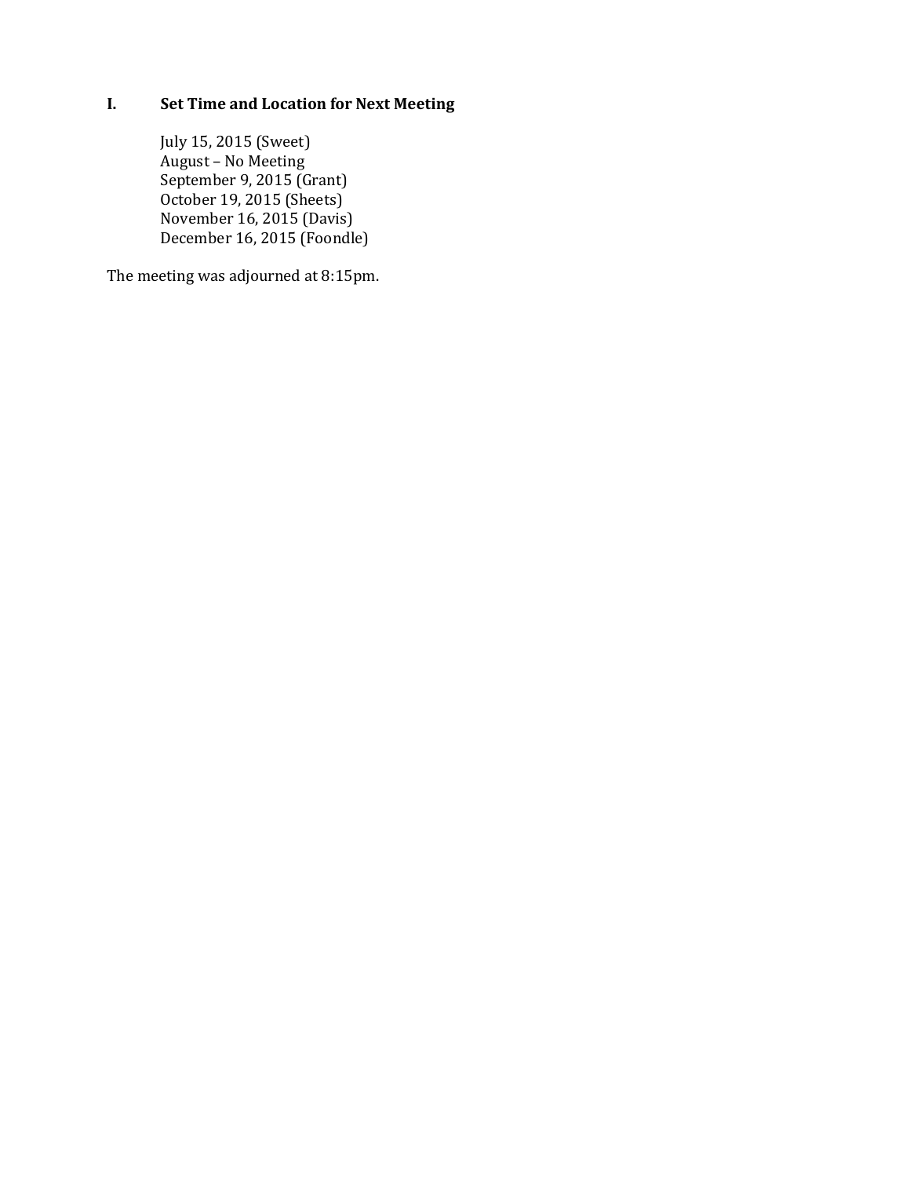**I. Set Time and Location for Next Meeting**

July 15, 2015 (Sweet)
August – No Meeting
September 9, 2015 (Grant)
October 19, 2015 (Sheets)
November 16, 2015 (Davis)
December 16, 2015 (Foondle)

The meeting was adjourned at 8:15pm.